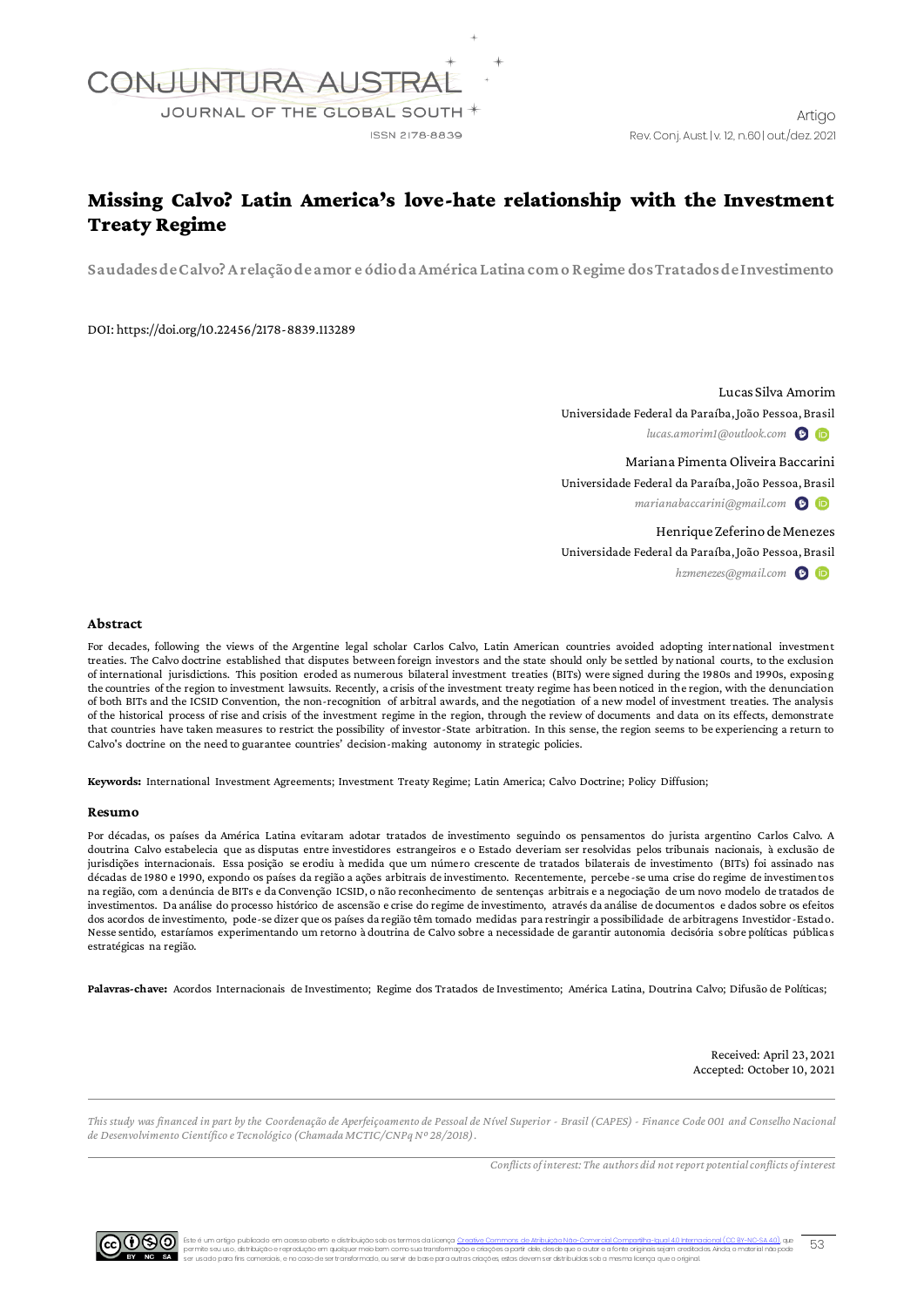# Missing Calvo? Latin America's love-hate relationship with the Investment Treaty Regime

## Saudades de Calvo? A relação de amor e ódio da América Latina com o Regime dos Tratados de Investimento

DOI: https://doi.org/10.22456/2178-8839.113289

Lucas Silva Amorim
Universidade Federal da Paraíba, João Pessoa, Brasil
*lucas.amorim1@outlook.com*

Mariana Pimenta Oliveira Baccarini
Universidade Federal da Paraíba, João Pessoa, Brasil
*marianabaccarini@gmail.com*

Henrique Zeferino de Menezes
Universidade Federal da Paraíba, João Pessoa, Brasil
*hzmenezes@gmail.com*

### Abstract

For decades, following the views of the Argentine legal scholar Carlos Calvo, Latin American countries avoided adopting international investment treaties. The Calvo doctrine established that disputes between foreign investors and the state should only be settled by national courts, to the exclusion of international jurisdictions. This position eroded as numerous bilateral investment treaties (BITs) were signed during the 1980s and 1990s, exposing the countries of the region to investment lawsuits. Recently, a crisis of the investment treaty regime has been noticed in the region, with the denunciation of both BITs and the ICSID Convention, the non-recognition of arbitral awards, and the negotiation of a new model of investment treaties. The analysis of the historical process of rise and crisis of the investment regime in the region, through the review of documents and data on its effects, demonstrate that countries have taken measures to restrict the possibility of investor-State arbitration. In this sense, the region seems to be experiencing a return to Calvo's doctrine on the need to guarantee countries' decision-making autonomy in strategic policies.

**Keywords:** International Investment Agreements; Investment Treaty Regime; Latin America; Calvo Doctrine; Policy Diffusion;

### Resumo

Por décadas, os países da América Latina evitaram adotar tratados de investimento seguindo os pensamentos do jurista argentino Carlos Calvo. A doutrina Calvo estabelecia que as disputas entre investidores estrangeiros e o Estado deveriam ser resolvidas pelos tribunais nacionais, à exclusão de jurisdições internacionais. Essa posição se erodiu à medida que um número crescente de tratados bilaterais de investimento (BITs) foi assinado nas décadas de 1980 e 1990, expondo os países da região a ações arbitrais de investimento. Recentemente, percebe-se uma crise do regime de investimentos na região, com a denúncia de BITs e da Convenção ICSID, o não reconhecimento de sentenças arbitrais e a negociação de um novo modelo de tratados de investimentos. Da análise do processo histórico de ascensão e crise do regime de investimento, através da análise de documentos e dados sobre os efeitos dos acordos de investimento, pode-se dizer que os países da região têm tomado medidas para restringir a possibilidade de arbitragens Investidor-Estado. Nesse sentido, estaríamos experimentando um retorno à doutrina de Calvo sobre a necessidade de garantir autonomia decisória sobre políticas públicas estratégicas na região.

**Palavras-chave:** Acordos Internacionais de Investimento; Regime dos Tratados de Investimento; América Latina, Doutrina Calvo; Difusão de Políticas;

Received: April 23, 2021
Accepted: October 10, 2021

*This study was financed in part by the Coordenação de Aperfeiçoamento de Pessoal de Nível Superior - Brasil (CAPES) - Finance Code 001 and Conselho Nacional de Desenvolvimento Científico e Tecnológico (Chamada MCTIC/CNPq Nº 28/2018).*

*Conflicts of interest: The authors did not report potential conflicts of interest*

Este é um artigo publicado em acesso aberto e distribuído sob os termos da Licença Creative Commons de Atribuição Não-Comercial Compartilha-Igual 4.0 Internacional (CC BY-NC-SA 4.0), que permite seu uso, distribuição e reprodução em qualquer meio bem como sua transformação e criações a partir dele, desde que o autor e a fonte originais sejam creditados. Ainda, o material não pode ser usado para fins comerciais, e no caso de ser transformado, ou servir de base para outras criações, estas devem ser distribuídas sob a mesma licença que o original.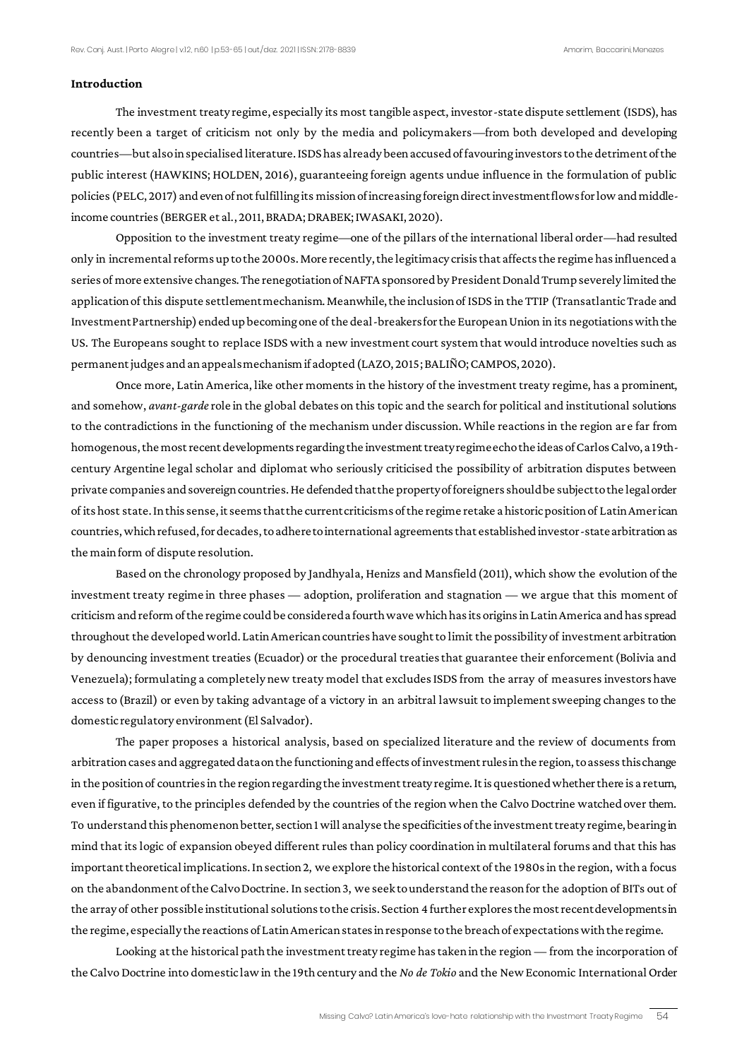**Introduction**

The investment treaty regime, especially its most tangible aspect, investor-state dispute settlement (ISDS), has recently been a target of criticism not only by the media and policymakers—from both developed and developing countries—but also in specialised literature. ISDS has already been accused of favouring investors to the detriment of the public interest (HAWKINS; HOLDEN, 2016), guaranteeing foreign agents undue influence in the formulation of public policies (PELC, 2017) and even of not fulfilling its mission of increasing foreign direct investment flows for low and middle-income countries (BERGER et al., 2011, BRADA; DRABEK; IWASAKI, 2020).

Opposition to the investment treaty regime—one of the pillars of the international liberal order—had resulted only in incremental reforms up to the 2000s. More recently, the legitimacy crisis that affects the regime has influenced a series of more extensive changes. The renegotiation of NAFTA sponsored by President Donald Trump severely limited the application of this dispute settlement mechanism. Meanwhile, the inclusion of ISDS in the TTIP (Transatlantic Trade and Investment Partnership) ended up becoming one of the deal-breakers for the European Union in its negotiations with the US. The Europeans sought to replace ISDS with a new investment court system that would introduce novelties such as permanent judges and an appeals mechanism if adopted (LAZO, 2015; BALIÑO; CAMPOS, 2020).

Once more, Latin America, like other moments in the history of the investment treaty regime, has a prominent, and somehow, *avant-garde* role in the global debates on this topic and the search for political and institutional solutions to the contradictions in the functioning of the mechanism under discussion. While reactions in the region are far from homogenous, the most recent developments regarding the investment treaty regime echo the ideas of Carlos Calvo, a 19th-century Argentine legal scholar and diplomat who seriously criticised the possibility of arbitration disputes between private companies and sovereign countries. He defended that the property of foreigners should be subject to the legal order of its host state. In this sense, it seems that the current criticisms of the regime retake a historic position of Latin American countries, which refused, for decades, to adhere to international agreements that established investor-state arbitration as the main form of dispute resolution.

Based on the chronology proposed by Jandhyala, Henizs and Mansfield (2011), which show the evolution of the investment treaty regime in three phases — adoption, proliferation and stagnation — we argue that this moment of criticism and reform of the regime could be considered a fourth wave which has its origins in Latin America and has spread throughout the developed world. Latin American countries have sought to limit the possibility of investment arbitration by denouncing investment treaties (Ecuador) or the procedural treaties that guarantee their enforcement (Bolivia and Venezuela); formulating a completely new treaty model that excludes ISDS from the array of measures investors have access to (Brazil) or even by taking advantage of a victory in an arbitral lawsuit to implement sweeping changes to the domestic regulatory environment (El Salvador).

The paper proposes a historical analysis, based on specialized literature and the review of documents from arbitration cases and aggregated data on the functioning and effects of investment rules in the region, to assess this change in the position of countries in the region regarding the investment treaty regime. It is questioned whether there is a return, even if figurative, to the principles defended by the countries of the region when the Calvo Doctrine watched over them. To understand this phenomenon better, section 1 will analyse the specificities of the investment treaty regime, bearing in mind that its logic of expansion obeyed different rules than policy coordination in multilateral forums and that this has important theoretical implications. In section 2, we explore the historical context of the 1980s in the region, with a focus on the abandonment of the Calvo Doctrine. In section 3, we seek to understand the reason for the adoption of BITs out of the array of other possible institutional solutions to the crisis. Section 4 further explores the most recent developments in the regime, especially the reactions of Latin American states in response to the breach of expectations with the regime.

Looking at the historical path the investment treaty regime has taken in the region — from the incorporation of the Calvo Doctrine into domestic law in the 19th century and the *No de Tokio* and the New Economic International Order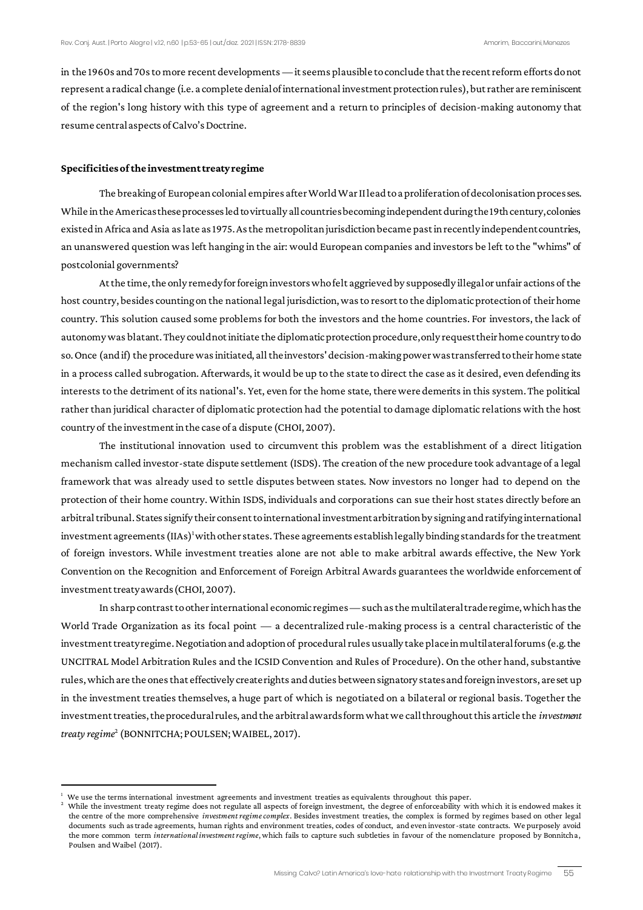in the 1960s and 70s to more recent developments — it seems plausible to conclude that the recent reform efforts do not represent a radical change (i.e. a complete denial of international investment protection rules), but rather are reminiscent of the region's long history with this type of agreement and a return to principles of decision-making autonomy that resume central aspects of Calvo's Doctrine.

**Specificities of the investment treaty regime**

The breaking of European colonial empires after World War II lead to a proliferation of decolonisation processes. While in the Americas these processes led to virtually all countries becoming independent during the 19th century, colonies existed in Africa and Asia as late as 1975. As the metropolitan jurisdiction became past in recently independent countries, an unanswered question was left hanging in the air: would European companies and investors be left to the "whims" of postcolonial governments?

At the time, the only remedy for foreign investors who felt aggrieved by supposedly illegal or unfair actions of the host country, besides counting on the national legal jurisdiction, was to resort to the diplomatic protection of their home country. This solution caused some problems for both the investors and the home countries. For investors, the lack of autonomy was blatant. They could not initiate the diplomatic protection procedure, only request their home country to do so. Once (and if) the procedure was initiated, all the investors' decision-making power was transferred to their home state in a process called subrogation. Afterwards, it would be up to the state to direct the case as it desired, even defending its interests to the detriment of its national's. Yet, even for the home state, there were demerits in this system. The political rather than juridical character of diplomatic protection had the potential to damage diplomatic relations with the host country of the investment in the case of a dispute (CHOI, 2007).

The institutional innovation used to circumvent this problem was the establishment of a direct litigation mechanism called investor-state dispute settlement (ISDS). The creation of the new procedure took advantage of a legal framework that was already used to settle disputes between states. Now investors no longer had to depend on the protection of their home country. Within ISDS, individuals and corporations can sue their host states directly before an arbitral tribunal. States signify their consent to international investment arbitration by signing and ratifying international investment agreements (IIAs)[1] with other states. These agreements establish legally binding standards for the treatment of foreign investors. While investment treaties alone are not able to make arbitral awards effective, the New York Convention on the Recognition and Enforcement of Foreign Arbitral Awards guarantees the worldwide enforcement of investment treaty awards (CHOI, 2007).

In sharp contrast to other international economic regimes — such as the multilateral trade regime, which has the World Trade Organization as its focal point — a decentralized rule-making process is a central characteristic of the investment treaty regime. Negotiation and adoption of procedural rules usually take place in multilateral forums (e.g. the UNCITRAL Model Arbitration Rules and the ICSID Convention and Rules of Procedure). On the other hand, substantive rules, which are the ones that effectively create rights and duties between signatory states and foreign investors, are set up in the investment treaties themselves, a huge part of which is negotiated on a bilateral or regional basis. Together the investment treaties, the procedural rules, and the arbitral awards form what we call throughout this article the *investment treaty regime*[2] (BONNITCHA; POULSEN; WAIBEL, 2017).

---

[1] We use the terms international investment agreements and investment treaties as equivalents throughout this paper.

[2] While the investment treaty regime does not regulate all aspects of foreign investment, the degree of enforceability with which it is endowed makes it the centre of the more comprehensive *investment regime complex*. Besides investment treaties, the complex is formed by regimes based on other legal documents such as trade agreements, human rights and environment treaties, codes of conduct, and even investor-state contracts. We purposely avoid the more common term *international investment regime*, which fails to capture such subtleties in favour of the nomenclature proposed by Bonnitcha, Poulsen and Waibel (2017).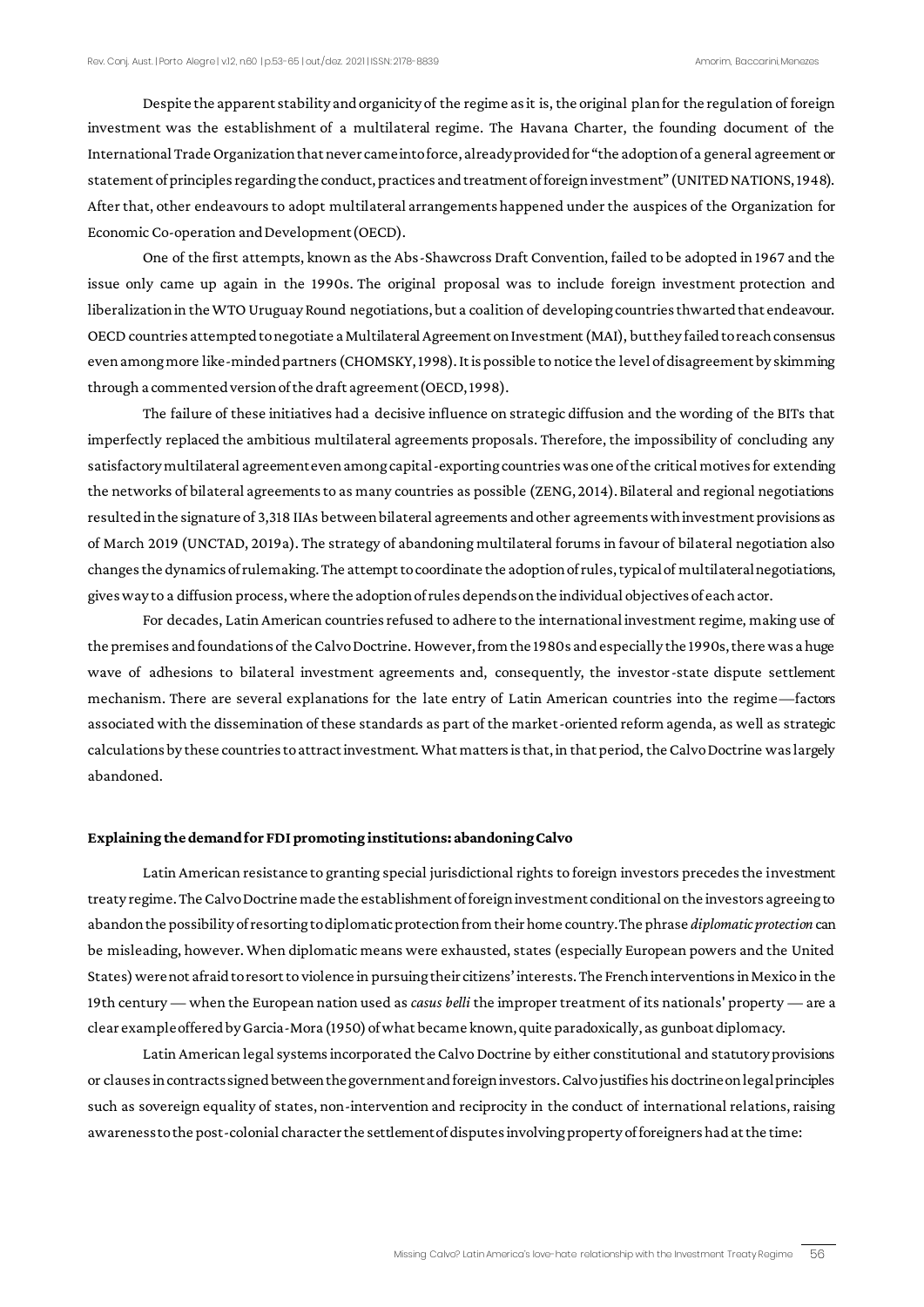Despite the apparent stability and organicity of the regime as it is, the original plan for the regulation of foreign investment was the establishment of a multilateral regime. The Havana Charter, the founding document of the International Trade Organization that never came into force, already provided for "the adoption of a general agreement or statement of principles regarding the conduct, practices and treatment of foreign investment" (UNITED NATIONS, 1948). After that, other endeavours to adopt multilateral arrangements happened under the auspices of the Organization for Economic Co-operation and Development (OECD).

One of the first attempts, known as the Abs-Shawcross Draft Convention, failed to be adopted in 1967 and the issue only came up again in the 1990s. The original proposal was to include foreign investment protection and liberalization in the WTO Uruguay Round negotiations, but a coalition of developing countries thwarted that endeavour. OECD countries attempted to negotiate a Multilateral Agreement on Investment (MAI), but they failed to reach consensus even among more like-minded partners (CHOMSKY, 1998). It is possible to notice the level of disagreement by skimming through a commented version of the draft agreement (OECD, 1998).

The failure of these initiatives had a decisive influence on strategic diffusion and the wording of the BITs that imperfectly replaced the ambitious multilateral agreements proposals. Therefore, the impossibility of concluding any satisfactory multilateral agreement even among capital-exporting countries was one of the critical motives for extending the networks of bilateral agreements to as many countries as possible (ZENG, 2014). Bilateral and regional negotiations resulted in the signature of 3,318 IIAs between bilateral agreements and other agreements with investment provisions as of March 2019 (UNCTAD, 2019a). The strategy of abandoning multilateral forums in favour of bilateral negotiation also changes the dynamics of rulemaking. The attempt to coordinate the adoption of rules, typical of multilateral negotiations, gives way to a diffusion process, where the adoption of rules depends on the individual objectives of each actor.

For decades, Latin American countries refused to adhere to the international investment regime, making use of the premises and foundations of the Calvo Doctrine. However, from the 1980s and especially the 1990s, there was a huge wave of adhesions to bilateral investment agreements and, consequently, the investor-state dispute settlement mechanism. There are several explanations for the late entry of Latin American countries into the regime—factors associated with the dissemination of these standards as part of the market-oriented reform agenda, as well as strategic calculations by these countries to attract investment. What matters is that, in that period, the Calvo Doctrine was largely abandoned.

### Explaining the demand for FDI promoting institutions: abandoning Calvo

Latin American resistance to granting special jurisdictional rights to foreign investors precedes the investment treaty regime. The Calvo Doctrine made the establishment of foreign investment conditional on the investors agreeing to abandon the possibility of resorting to diplomatic protection from their home country. The phrase *diplomatic protection* can be misleading, however. When diplomatic means were exhausted, states (especially European powers and the United States) were not afraid to resort to violence in pursuing their citizens' interests. The French interventions in Mexico in the 19th century — when the European nation used as *casus belli* the improper treatment of its nationals' property — are a clear example offered by Garcia-Mora (1950) of what became known, quite paradoxically, as gunboat diplomacy.

Latin American legal systems incorporated the Calvo Doctrine by either constitutional and statutory provisions or clauses in contracts signed between the government and foreign investors. Calvo justifies his doctrine on legal principles such as sovereign equality of states, non-intervention and reciprocity in the conduct of international relations, raising awareness to the post-colonial character the settlement of disputes involving property of foreigners had at the time: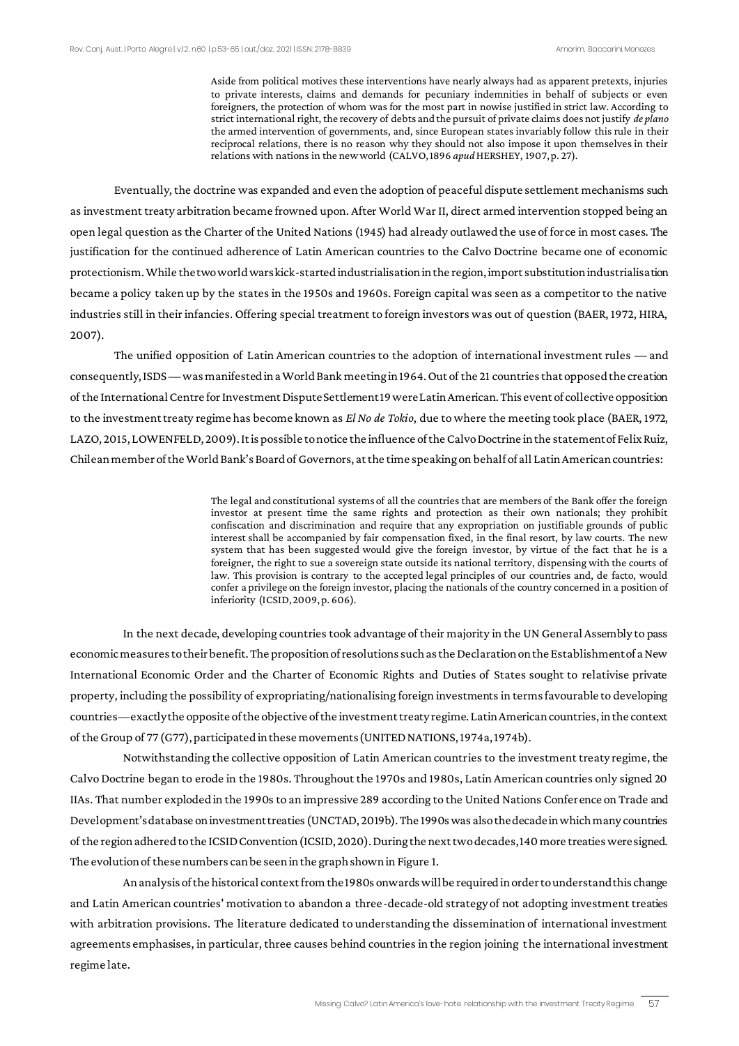> Aside from political motives these interventions have nearly always had as apparent pretexts, injuries to private interests, claims and demands for pecuniary indemnities in behalf of subjects or even foreigners, the protection of whom was for the most part in nowise justified in strict law. According to strict international right, the recovery of debts and the pursuit of private claims does not justify *de plano* the armed intervention of governments, and, since European states invariably follow this rule in their reciprocal relations, there is no reason why they should not also impose it upon themselves in their relations with nations in the new world (CALVO, 1896 *apud* HERSHEY, 1907, p. 27).

Eventually, the doctrine was expanded and even the adoption of peaceful dispute settlement mechanisms such as investment treaty arbitration became frowned upon. After World War II, direct armed intervention stopped being an open legal question as the Charter of the United Nations (1945) had already outlawed the use of force in most cases. The justification for the continued adherence of Latin American countries to the Calvo Doctrine became one of economic protectionism. While the two world wars kick-started industrialisation in the region, import substitution industrialisation became a policy taken up by the states in the 1950s and 1960s. Foreign capital was seen as a competitor to the native industries still in their infancies. Offering special treatment to foreign investors was out of question (BAER, 1972, HIRA, 2007).

The unified opposition of Latin American countries to the adoption of international investment rules — and consequently, ISDS — was manifested in a World Bank meeting in 1964. Out of the 21 countries that opposed the creation of the International Centre for Investment Dispute Settlement 19 were Latin American. This event of collective opposition to the investment treaty regime has become known as *El No de Tokio*, due to where the meeting took place (BAER, 1972, LAZO, 2015, LOWENFELD, 2009). It is possible to notice the influence of the Calvo Doctrine in the statement of Felix Ruiz, Chilean member of the World Bank's Board of Governors, at the time speaking on behalf of all Latin American countries:

> The legal and constitutional systems of all the countries that are members of the Bank offer the foreign investor at present time the same rights and protection as their own nationals; they prohibit confiscation and discrimination and require that any expropriation on justifiable grounds of public interest shall be accompanied by fair compensation fixed, in the final resort, by law courts. The new system that has been suggested would give the foreign investor, by virtue of the fact that he is a foreigner, the right to sue a sovereign state outside its national territory, dispensing with the courts of law. This provision is contrary to the accepted legal principles of our countries and, de facto, would confer a privilege on the foreign investor, placing the nationals of the country concerned in a position of inferiority (ICSID, 2009, p. 606).

In the next decade, developing countries took advantage of their majority in the UN General Assembly to pass economic measures to their benefit. The proposition of resolutions such as the Declaration on the Establishment of a New International Economic Order and the Charter of Economic Rights and Duties of States sought to relativise private property, including the possibility of expropriating/nationalising foreign investments in terms favourable to developing countries—exactly the opposite of the objective of the investment treaty regime. Latin American countries, in the context of the Group of 77 (G77), participated in these movements (UNITED NATIONS, 1974a, 1974b).

Notwithstanding the collective opposition of Latin American countries to the investment treaty regime, the Calvo Doctrine began to erode in the 1980s. Throughout the 1970s and 1980s, Latin American countries only signed 20 IIAs. That number exploded in the 1990s to an impressive 289 according to the United Nations Conference on Trade and Development's database on investment treaties (UNCTAD, 2019b). The 1990s was also the decade in which many countries of the region adhered to the ICSID Convention (ICSID, 2020). During the next two decades, 140 more treaties were signed. The evolution of these numbers can be seen in the graph shown in Figure 1.

An analysis of the historical context from the 1980s onwards will be required in order to understand this change and Latin American countries' motivation to abandon a three-decade-old strategy of not adopting investment treaties with arbitration provisions. The literature dedicated to understanding the dissemination of international investment agreements emphasises, in particular, three causes behind countries in the region joining the international investment regime late.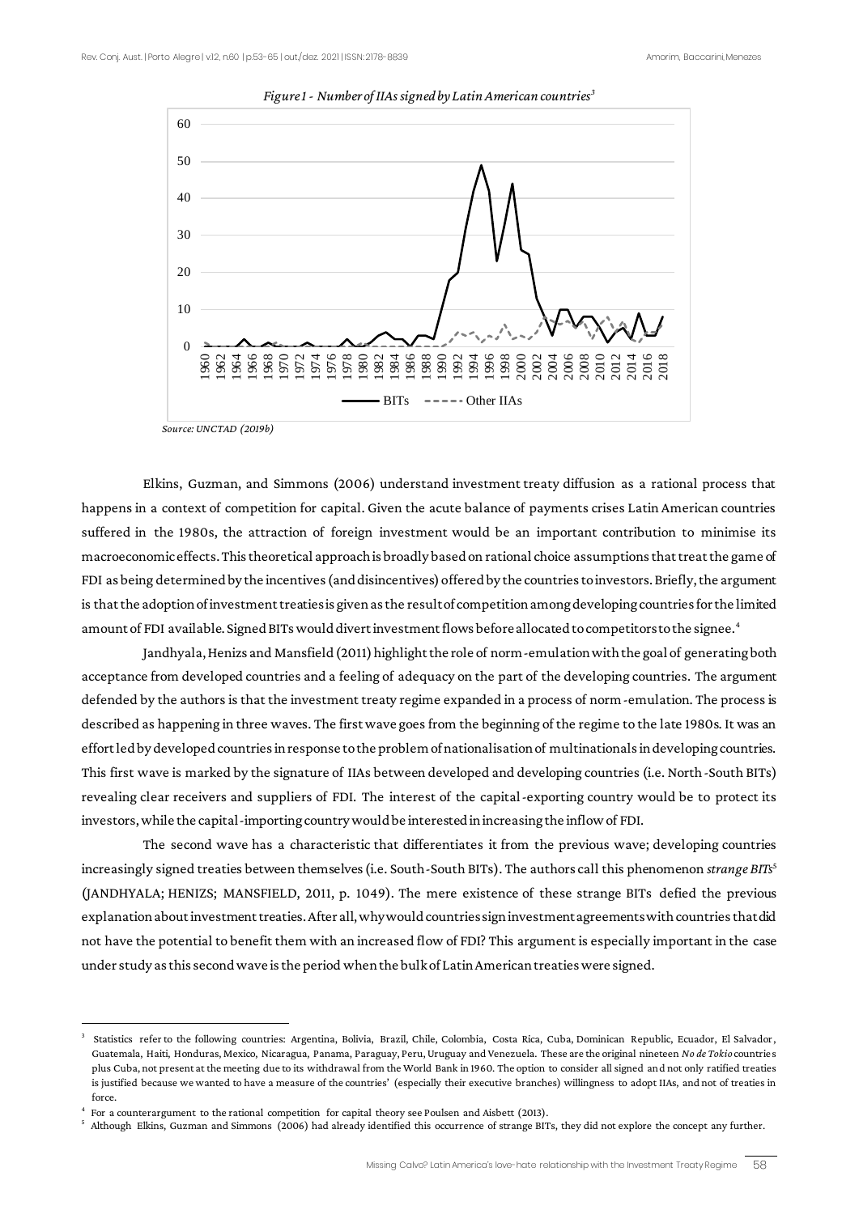*Figure 1 - Number of IIAs signed by Latin American countries*[3]

*Source: UNCTAD (2019b)*

Elkins, Guzman, and Simmons (2006) understand investment treaty diffusion as a rational process that happens in a context of competition for capital. Given the acute balance of payments crises Latin American countries suffered in the 1980s, the attraction of foreign investment would be an important contribution to minimise its macroeconomic effects. This theoretical approach is broadly based on rational choice assumptions that treat the game of FDI as being determined by the incentives (and disincentives) offered by the countries to investors. Briefly, the argument is that the adoption of investment treaties is given as the result of competition among developing countries for the limited amount of FDI available. Signed BITs would divert investment flows before allocated to competitors to the signee.[4]

Jandhyala, Henizs and Mansfield (2011) highlight the role of norm-emulation with the goal of generating both acceptance from developed countries and a feeling of adequacy on the part of the developing countries. The argument defended by the authors is that the investment treaty regime expanded in a process of norm-emulation. The process is described as happening in three waves. The first wave goes from the beginning of the regime to the late 1980s. It was an effort led by developed countries in response to the problem of nationalisation of multinationals in developing countries. This first wave is marked by the signature of IIAs between developed and developing countries (i.e. North-South BITs) revealing clear receivers and suppliers of FDI. The interest of the capital-exporting country would be to protect its investors, while the capital-importing country would be interested in increasing the inflow of FDI.

The second wave has a characteristic that differentiates it from the previous wave; developing countries increasingly signed treaties between themselves (i.e. South-South BITs). The authors call this phenomenon *strange BITs*[5] (JANDHYALA; HENIZS; MANSFIELD, 2011, p. 1049). The mere existence of these strange BITs defied the previous explanation about investment treaties. After all, why would countries sign investment agreements with countries that did not have the potential to benefit them with an increased flow of FDI? This argument is especially important in the case under study as this second wave is the period when the bulk of Latin American treaties were signed.

---

[3] Statistics refer to the following countries: Argentina, Bolivia, Brazil, Chile, Colombia, Costa Rica, Cuba, Dominican Republic, Ecuador, El Salvador, Guatemala, Haiti, Honduras, Mexico, Nicaragua, Panama, Paraguay, Peru, Uruguay and Venezuela. These are the original nineteen *No de Tokio* countries plus Cuba, not present at the meeting due to its withdrawal from the World Bank in 1960. The option to consider all signed and not only ratified treaties is justified because we wanted to have a measure of the countries' (especially their executive branches) willingness to adopt IIAs, and not of treaties in force.

[4] For a counterargument to the rational competition for capital theory see Poulsen and Aisbett (2013).

[5] Although Elkins, Guzman and Simmons (2006) had already identified this occurrence of strange BITs, they did not explore the concept any further.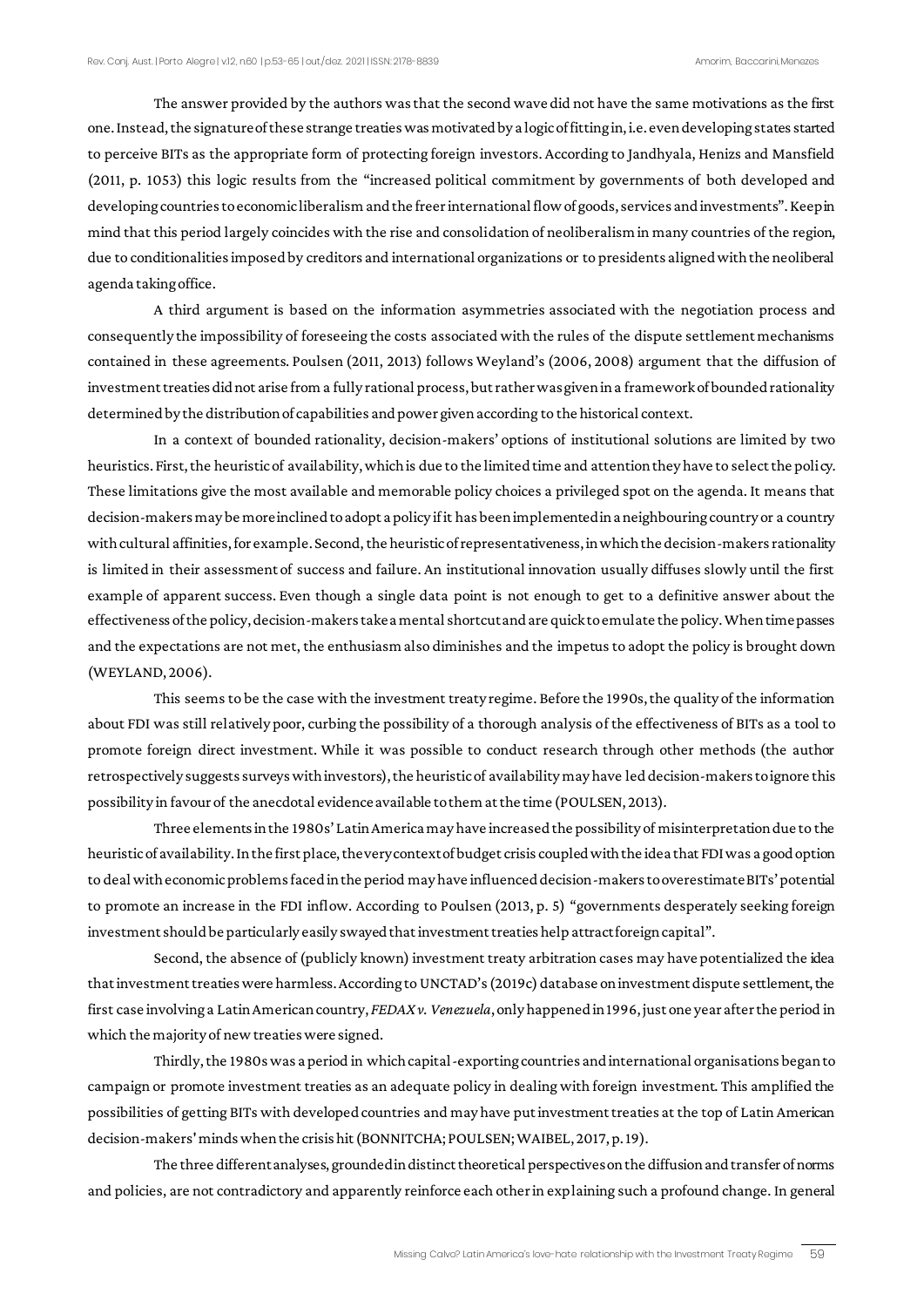The answer provided by the authors was that the second wave did not have the same motivations as the first one. Instead, the signature of these strange treaties was motivated by a logic of fitting in, i.e. even developing states started to perceive BITs as the appropriate form of protecting foreign investors. According to Jandhyala, Henizs and Mansfield (2011, p. 1053) this logic results from the "increased political commitment by governments of both developed and developing countries to economic liberalism and the freer international flow of goods, services and investments". Keep in mind that this period largely coincides with the rise and consolidation of neoliberalism in many countries of the region, due to conditionalities imposed by creditors and international organizations or to presidents aligned with the neoliberal agenda taking office.

A third argument is based on the information asymmetries associated with the negotiation process and consequently the impossibility of foreseeing the costs associated with the rules of the dispute settlement mechanisms contained in these agreements. Poulsen (2011, 2013) follows Weyland's (2006, 2008) argument that the diffusion of investment treaties did not arise from a fully rational process, but rather was given in a framework of bounded rationality determined by the distribution of capabilities and power given according to the historical context.

In a context of bounded rationality, decision-makers' options of institutional solutions are limited by two heuristics. First, the heuristic of availability, which is due to the limited time and attention they have to select the policy. These limitations give the most available and memorable policy choices a privileged spot on the agenda. It means that decision-makers may be more inclined to adopt a policy if it has been implemented in a neighbouring country or a country with cultural affinities, for example. Second, the heuristic of representativeness, in which the decision-makers rationality is limited in their assessment of success and failure. An institutional innovation usually diffuses slowly until the first example of apparent success. Even though a single data point is not enough to get to a definitive answer about the effectiveness of the policy, decision-makers take a mental shortcut and are quick to emulate the policy. When time passes and the expectations are not met, the enthusiasm also diminishes and the impetus to adopt the policy is brought down (WEYLAND, 2006).

This seems to be the case with the investment treaty regime. Before the 1990s, the quality of the information about FDI was still relatively poor, curbing the possibility of a thorough analysis of the effectiveness of BITs as a tool to promote foreign direct investment. While it was possible to conduct research through other methods (the author retrospectively suggests surveys with investors), the heuristic of availability may have led decision-makers to ignore this possibility in favour of the anecdotal evidence available to them at the time (POULSEN, 2013).

Three elements in the 1980s' Latin America may have increased the possibility of misinterpretation due to the heuristic of availability. In the first place, the very context of budget crisis coupled with the idea that FDI was a good option to deal with economic problems faced in the period may have influenced decision-makers to overestimate BITs' potential to promote an increase in the FDI inflow. According to Poulsen (2013, p. 5) "governments desperately seeking foreign investment should be particularly easily swayed that investment treaties help attract foreign capital".

Second, the absence of (publicly known) investment treaty arbitration cases may have potentialized the idea that investment treaties were harmless. According to UNCTAD's (2019c) database on investment dispute settlement, the first case involving a Latin American country, *FEDAX v. Venezuela*, only happened in 1996, just one year after the period in which the majority of new treaties were signed.

Thirdly, the 1980s was a period in which capital-exporting countries and international organisations began to campaign or promote investment treaties as an adequate policy in dealing with foreign investment. This amplified the possibilities of getting BITs with developed countries and may have put investment treaties at the top of Latin American decision-makers' minds when the crisis hit (BONNITCHA; POULSEN; WAIBEL, 2017, p. 19).

The three different analyses, grounded in distinct theoretical perspectives on the diffusion and transfer of norms and policies, are not contradictory and apparently reinforce each other in explaining such a profound change. In general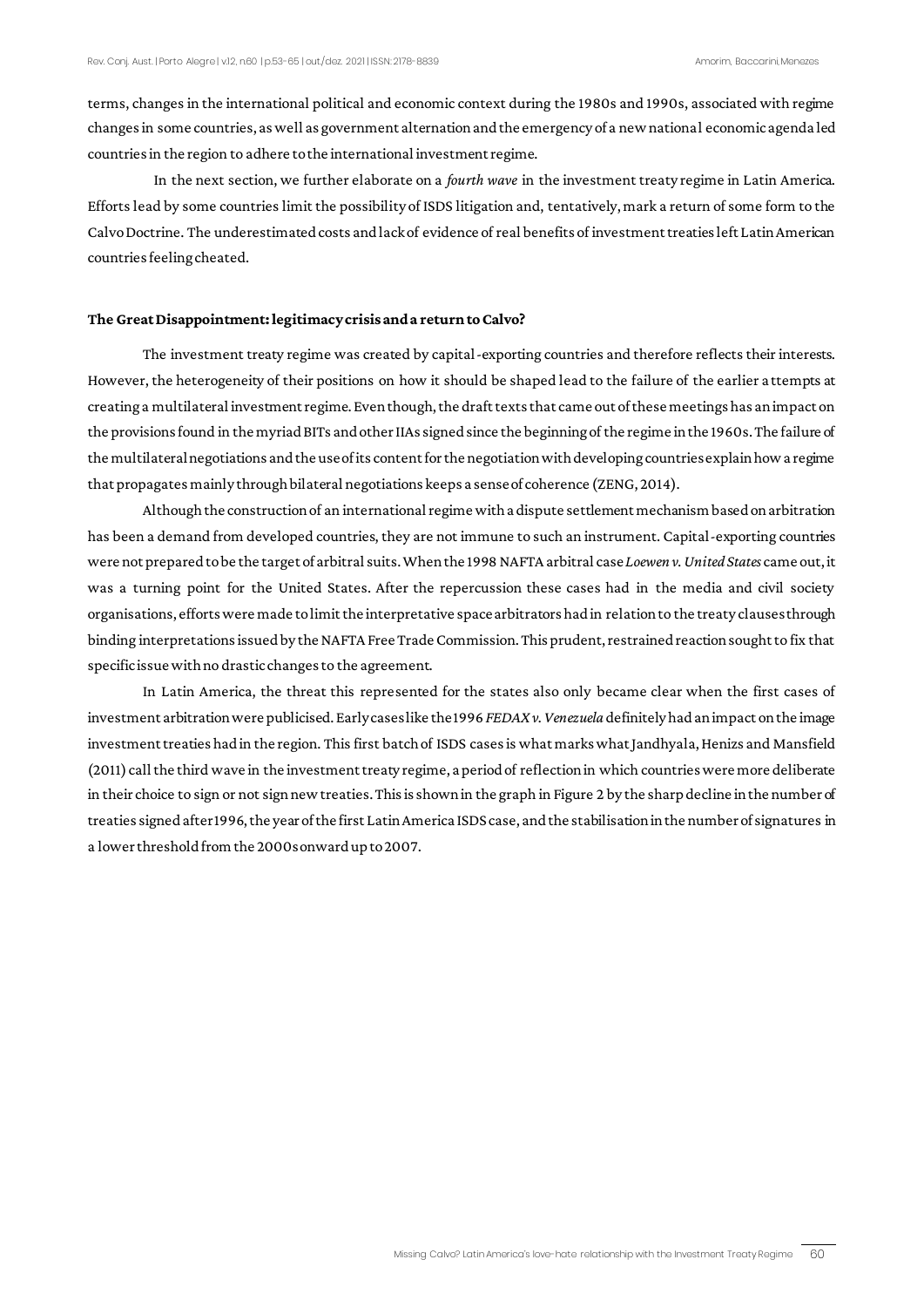terms, changes in the international political and economic context during the 1980s and 1990s, associated with regime changes in some countries, as well as government alternation and the emergency of a new national economic agenda led countries in the region to adhere to the international investment regime.

In the next section, we further elaborate on a *fourth wave* in the investment treaty regime in Latin America. Efforts lead by some countries limit the possibility of ISDS litigation and, tentatively, mark a return of some form to the Calvo Doctrine. The underestimated costs and lack of evidence of real benefits of investment treaties left Latin American countries feeling cheated.

**The Great Disappointment: legitimacy crisis and a return to Calvo?**

The investment treaty regime was created by capital-exporting countries and therefore reflects their interests. However, the heterogeneity of their positions on how it should be shaped lead to the failure of the earlier attempts at creating a multilateral investment regime. Even though, the draft texts that came out of these meetings has an impact on the provisions found in the myriad BITs and other IIAs signed since the beginning of the regime in the 1960s. The failure of the multilateral negotiations and the use of its content for the negotiation with developing countries explain how a regime that propagates mainly through bilateral negotiations keeps a sense of coherence (ZENG, 2014).

Although the construction of an international regime with a dispute settlement mechanism based on arbitration has been a demand from developed countries, they are not immune to such an instrument. Capital-exporting countries were not prepared to be the target of arbitral suits. When the 1998 NAFTA arbitral case *Loewen v. United States* came out, it was a turning point for the United States. After the repercussion these cases had in the media and civil society organisations, efforts were made to limit the interpretative space arbitrators had in relation to the treaty clauses through binding interpretations issued by the NAFTA Free Trade Commission. This prudent, restrained reaction sought to fix that specific issue with no drastic changes to the agreement.

In Latin America, the threat this represented for the states also only became clear when the first cases of investment arbitration were publicised. Early cases like the 1996 *FEDAX v. Venezuela* definitely had an impact on the image investment treaties had in the region. This first batch of ISDS cases is what marks what Jandhyala, Henizs and Mansfield (2011) call the third wave in the investment treaty regime, a period of reflection in which countries were more deliberate in their choice to sign or not sign new treaties. This is shown in the graph in Figure 2 by the sharp decline in the number of treaties signed after 1996, the year of the first Latin America ISDS case, and the stabilisation in the number of signatures in a lower threshold from the 2000s onward up to 2007.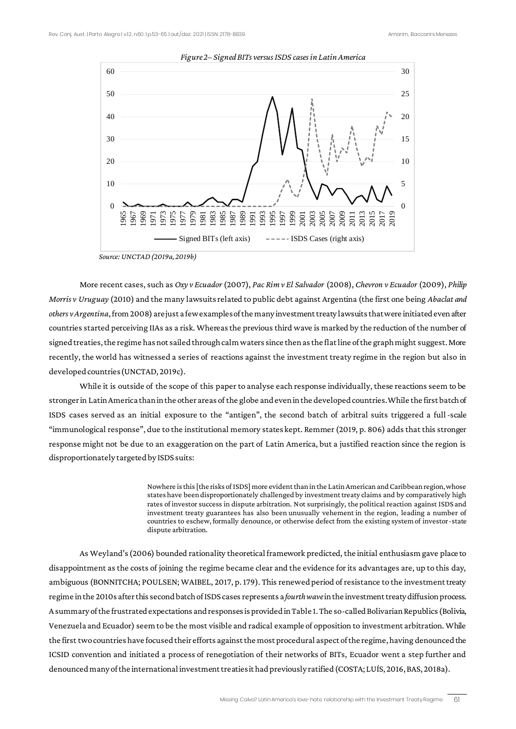*Figure 2– Signed BITs versus ISDS cases in Latin America*

Source: UNCTAD (2019a, 2019b)

More recent cases, such as *Oxy v Ecuador* (2007), *Pac Rim v El Salvador* (2008), *Chevron v Ecuador* (2009), *Philip Morris v Uruguay* (2010) and the many lawsuits related to public debt against Argentina (the first one being *Abaclat and others v Argentina*, from 2008) are just a few examples of the many investment treaty lawsuits that were initiated even after countries started perceiving IIAs as a risk. Whereas the previous third wave is marked by the reduction of the number of signed treaties, the regime has not sailed through calm waters since then as the flat line of the graph might suggest. More recently, the world has witnessed a series of reactions against the investment treaty regime in the region but also in developed countries (UNCTAD, 2019c).

While it is outside of the scope of this paper to analyse each response individually, these reactions seem to be stronger in Latin America than in the other areas of the globe and even in the developed countries. While the first batch of ISDS cases served as an initial exposure to the "antigen", the second batch of arbitral suits triggered a full-scale "immunological response", due to the institutional memory states kept. Remmer (2019, p. 806) adds that this stronger response might not be due to an exaggeration on the part of Latin America, but a justified reaction since the region is disproportionately targeted by ISDS suits:

> Nowhere is this [the risks of ISDS] more evident than in the Latin American and Caribbean region, whose states have been disproportionately challenged by investment treaty claims and by comparatively high rates of investor success in dispute arbitration. Not surprisingly, the political reaction against ISDS and investment treaty guarantees has also been unusually vehement in the region, leading a number of countries to eschew, formally denounce, or otherwise defect from the existing system of investor-state dispute arbitration.

As Weyland's (2006) bounded rationality theoretical framework predicted, the initial enthusiasm gave place to disappointment as the costs of joining the regime became clear and the evidence for its advantages are, up to this day, ambiguous (BONNITCHA; POULSEN; WAIBEL, 2017, p. 179). This renewed period of resistance to the investment treaty regime in the 2010s after this second batch of ISDS cases represents a *fourth wave* in the investment treaty diffusion process. A summary of the frustrated expectations and responses is provided in Table 1. The so-called Bolivarian Republics (Bolivia, Venezuela and Ecuador) seem to be the most visible and radical example of opposition to investment arbitration. While the first two countries have focused their efforts against the most procedural aspect of the regime, having denounced the ICSID convention and initiated a process of renegotiation of their networks of BITs, Ecuador went a step further and denounced many of the international investment treaties it had previously ratified (COSTA; LUÍS, 2016, BAS, 2018a).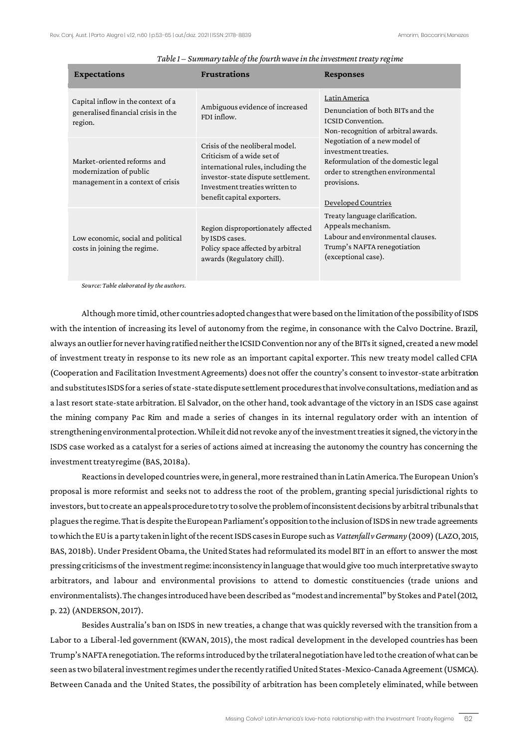*Table 1 – Summary table of the fourth wave in the investment treaty regime*

| Expectations | Frustrations | Responses |
|---|---|---|
| Capital inflow in the context of a generalised financial crisis in the region. | Ambiguous evidence of increased FDI inflow. | Latin America<br>Denunciation of both BITs and the ICSID Convention.<br>Non-recognition of arbitral awards.<br>Negotiation of a new model of investment treaties.<br>Reformulation of the domestic legal order to strengthen environmental provisions.<br><br>Developed Countries<br>Treaty language clarification.<br>Appeals mechanism.<br>Labour and environmental clauses.<br>Trump's NAFTA renegotiation (exceptional case). |
| Market-oriented reforms and modernization of public management in a context of crisis | Crisis of the neoliberal model.<br>Criticism of a wide set of international rules, including the investor-state dispute settlement.<br>Investment treaties written to benefit capital exporters. | |
| Low economic, social and political costs in joining the regime. | Region disproportionately affected by ISDS cases.<br>Policy space affected by arbitral awards (Regulatory chill). | |

*Source: Table elaborated by the authors.*

Although more timid, other countries adopted changes that were based on the limitation of the possibility of ISDS with the intention of increasing its level of autonomy from the regime, in consonance with the Calvo Doctrine. Brazil, always an outlier for never having ratified neither the ICSID Convention nor any of the BITs it signed, created a new model of investment treaty in response to its new role as an important capital exporter. This new treaty model called CFIA (Cooperation and Facilitation Investment Agreements) does not offer the country's consent to investor-state arbitration and substitutes ISDS for a series of state-state dispute settlement procedures that involve consultations, mediation and as a last resort state-state arbitration. El Salvador, on the other hand, took advantage of the victory in an ISDS case against the mining company Pac Rim and made a series of changes in its internal regulatory order with an intention of strengthening environmental protection. While it did not revoke any of the investment treaties it signed, the victory in the ISDS case worked as a catalyst for a series of actions aimed at increasing the autonomy the country has concerning the investment treaty regime (BAS, 2018a).

Reactions in developed countries were, in general, more restrained than in Latin America. The European Union's proposal is more reformist and seeks not to address the root of the problem, granting special jurisdictional rights to investors, but to create an appeals procedure to try to solve the problem of inconsistent decisions by arbitral tribunals that plagues the regime. That is despite the European Parliament's opposition to the inclusion of ISDS in new trade agreements to which the EU is a party taken in light of the recent ISDS cases in Europe such as *Vattenfall v Germany* (2009) (LAZO, 2015, BAS, 2018b). Under President Obama, the United States had reformulated its model BIT in an effort to answer the most pressing criticisms of the investment regime: inconsistency in language that would give too much interpretative sway to arbitrators, and labour and environmental provisions to attend to domestic constituencies (trade unions and environmentalists). The changes introduced have been described as "modest and incremental" by Stokes and Patel (2012, p. 22) (ANDERSON, 2017).

Besides Australia's ban on ISDS in new treaties, a change that was quickly reversed with the transition from a Labor to a Liberal-led government (KWAN, 2015), the most radical development in the developed countries has been Trump's NAFTA renegotiation. The reforms introduced by the trilateral negotiation have led to the creation of what can be seen as two bilateral investment regimes under the recently ratified United States-Mexico-Canada Agreement (USMCA). Between Canada and the United States, the possibility of arbitration has been completely eliminated, while between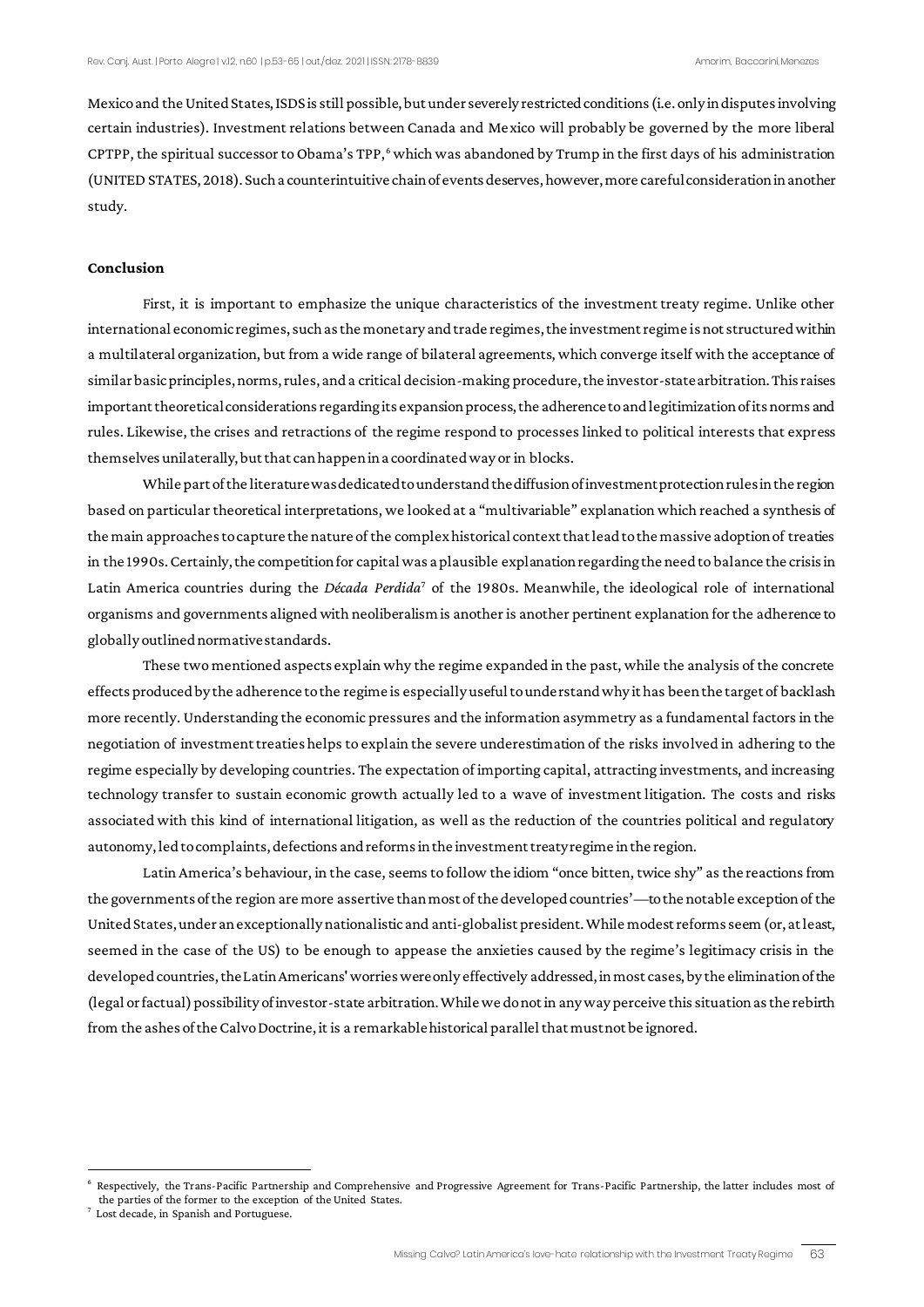Mexico and the United States, ISDS is still possible, but under severely restricted conditions (i.e. only in disputes involving certain industries). Investment relations between Canada and Mexico will probably be governed by the more liberal CPTPP, the spiritual successor to Obama's TPP,[6] which was abandoned by Trump in the first days of his administration (UNITED STATES, 2018). Such a counterintuitive chain of events deserves, however, more careful consideration in another study.

## Conclusion

First, it is important to emphasize the unique characteristics of the investment treaty regime. Unlike other international economic regimes, such as the monetary and trade regimes, the investment regime is not structured within a multilateral organization, but from a wide range of bilateral agreements, which converge itself with the acceptance of similar basic principles, norms, rules, and a critical decision-making procedure, the investor-state arbitration. This raises important theoretical considerations regarding its expansion process, the adherence to and legitimization of its norms and rules. Likewise, the crises and retractions of the regime respond to processes linked to political interests that express themselves unilaterally, but that can happen in a coordinated way or in blocks.

While part of the literature was dedicated to understand the diffusion of investment protection rules in the region based on particular theoretical interpretations, we looked at a "multivariable" explanation which reached a synthesis of the main approaches to capture the nature of the complex historical context that lead to the massive adoption of treaties in the 1990s. Certainly, the competition for capital was a plausible explanation regarding the need to balance the crisis in Latin America countries during the *Década Perdida*[7] of the 1980s. Meanwhile, the ideological role of international organisms and governments aligned with neoliberalism is another is another pertinent explanation for the adherence to globally outlined normative standards.

These two mentioned aspects explain why the regime expanded in the past, while the analysis of the concrete effects produced by the adherence to the regime is especially useful to understand why it has been the target of backlash more recently. Understanding the economic pressures and the information asymmetry as a fundamental factors in the negotiation of investment treaties helps to explain the severe underestimation of the risks involved in adhering to the regime especially by developing countries. The expectation of importing capital, attracting investments, and increasing technology transfer to sustain economic growth actually led to a wave of investment litigation. The costs and risks associated with this kind of international litigation, as well as the reduction of the countries political and regulatory autonomy, led to complaints, defections and reforms in the investment treaty regime in the region.

Latin America's behaviour, in the case, seems to follow the idiom "once bitten, twice shy" as the reactions from the governments of the region are more assertive than most of the developed countries'—to the notable exception of the United States, under an exceptionally nationalistic and anti-globalist president. While modest reforms seem (or, at least, seemed in the case of the US) to be enough to appease the anxieties caused by the regime's legitimacy crisis in the developed countries, the Latin Americans' worries were only effectively addressed, in most cases, by the elimination of the (legal or factual) possibility of investor-state arbitration. While we do not in any way perceive this situation as the rebirth from the ashes of the Calvo Doctrine, it is a remarkable historical parallel that must not be ignored.

---

[6] Respectively, the Trans-Pacific Partnership and Comprehensive and Progressive Agreement for Trans-Pacific Partnership, the latter includes most of the parties of the former to the exception of the United States.

[7] Lost decade, in Spanish and Portuguese.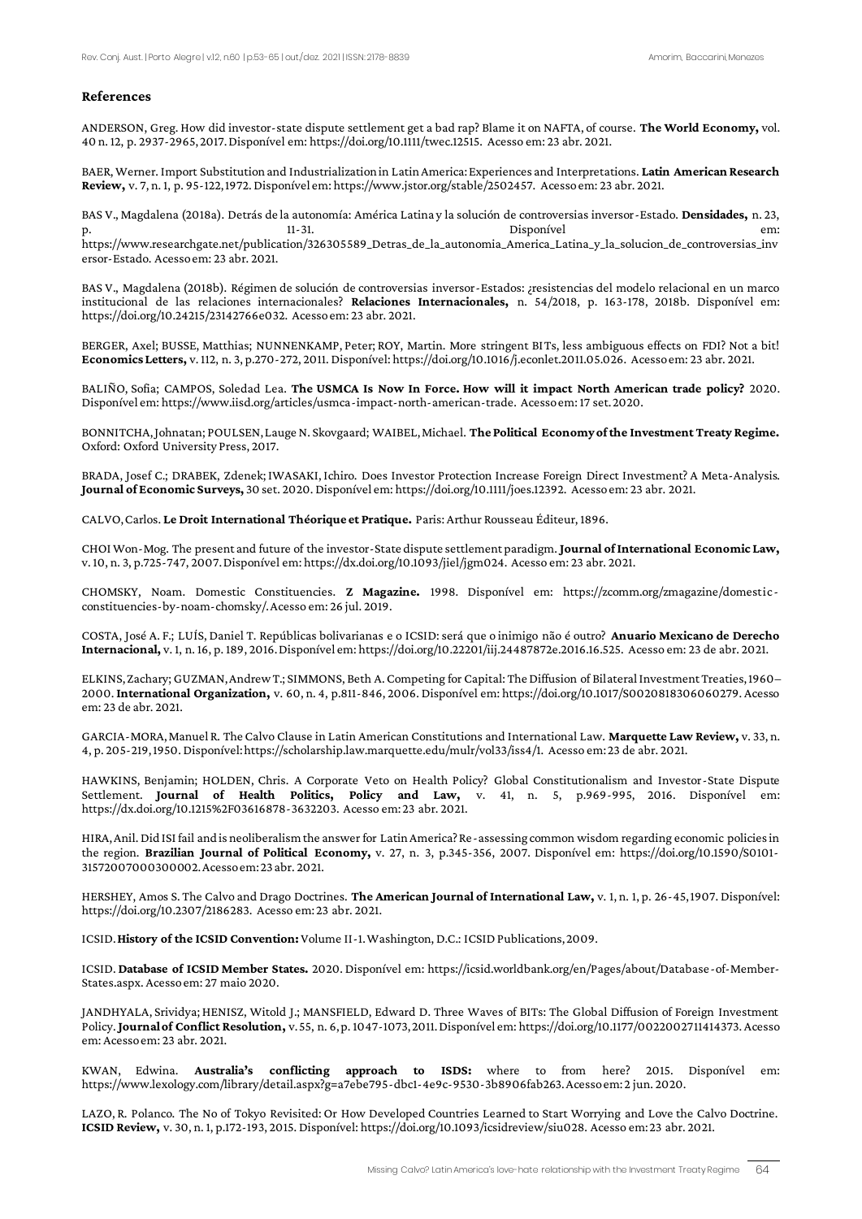### References

ANDERSON, Greg. How did investor-state dispute settlement get a bad rap? Blame it on NAFTA, of course. **The World Economy,** vol. 40 n. 12, p. 2937-2965, 2017. Disponível em: https://doi.org/10.1111/twec.12515. Acesso em: 23 abr. 2021.

BAER, Werner. Import Substitution and Industrialization in Latin America: Experiences and Interpretations. **Latin American Research Review,** v. 7, n. 1, p. 95-122, 1972. Disponível em: https://www.jstor.org/stable/2502457. Acesso em: 23 abr. 2021.

BAS V., Magdalena (2018a). Detrás de la autonomía: América Latina y la solución de controversias inversor-Estado. **Densidades,** n. 23, p. 11-31. Disponível em: https://www.researchgate.net/publication/326305589_Detras_de_la_autonomia_America_Latina_y_la_solucion_de_controversias_inversor-Estado. Acesso em: 23 abr. 2021.

BAS V., Magdalena (2018b). Régimen de solución de controversias inversor-Estados: ¿resistencias del modelo relacional en un marco institucional de las relaciones internacionales? **Relaciones Internacionales,** n. 54/2018, p. 163-178, 2018b. Disponível em: https://doi.org/10.24215/23142766e032. Acesso em: 23 abr. 2021.

BERGER, Axel; BUSSE, Matthias; NUNNENKAMP, Peter; ROY, Martin. More stringent BITs, less ambiguous effects on FDI? Not a bit! **Economics Letters,** v. 112, n. 3, p.270-272, 2011. Disponível: https://doi.org/10.1016/j.econlet.2011.05.026. Acesso em: 23 abr. 2021.

BALIÑO, Sofia; CAMPOS, Soledad Lea. **The USMCA Is Now In Force. How will it impact North American trade policy?** 2020. Disponível em: https://www.iisd.org/articles/usmca-impact-north-american-trade. Acesso em: 17 set. 2020.

BONNITCHA, Johnatan; POULSEN, Lauge N. Skovgaard; WAIBEL, Michael. **The Political Economy of the Investment Treaty Regime.** Oxford: Oxford University Press, 2017.

BRADA, Josef C.; DRABEK, Zdenek; IWASAKI, Ichiro. Does Investor Protection Increase Foreign Direct Investment? A Meta-Analysis. **Journal of Economic Surveys,** 30 set. 2020. Disponível em: https://doi.org/10.1111/joes.12392. Acesso em: 23 abr. 2021.

CALVO, Carlos. **Le Droit International Théorique et Pratique.** Paris: Arthur Rousseau Éditeur, 1896.

CHOI Won-Mog. The present and future of the investor-State dispute settlement paradigm. **Journal of International Economic Law,** v. 10, n. 3, p.725-747, 2007. Disponível em: https://dx.doi.org/10.1093/jiel/jgm024. Acesso em: 23 abr. 2021.

CHOMSKY, Noam. Domestic Constituencies. **Z Magazine.** 1998. Disponível em: https://zcomm.org/zmagazine/domestic-constituencies-by-noam-chomsky/. Acesso em: 26 jul. 2019.

COSTA, José A. F.; LUÍS, Daniel T. Repúblicas bolivarianas e o ICSID: será que o inimigo não é outro? **Anuario Mexicano de Derecho Internacional,** v. 1, n. 16, p. 189, 2016. Disponível em: https://doi.org/10.22201/iij.24487872e.2016.16.525. Acesso em: 23 de abr. 2021.

ELKINS, Zachary; GUZMAN, Andrew T.; SIMMONS, Beth A. Competing for Capital: The Diffusion of Bilateral Investment Treaties, 1960–2000. **International Organization,** v. 60, n. 4, p.811-846, 2006. Disponível em: https://doi.org/10.1017/S0020818306060279. Acesso em: 23 de abr. 2021.

GARCIA-MORA, Manuel R. The Calvo Clause in Latin American Constitutions and International Law. **Marquette Law Review,** v. 33, n. 4, p. 205-219, 1950. Disponível: https://scholarship.law.marquette.edu/mulr/vol33/iss4/1. Acesso em: 23 de abr. 2021.

HAWKINS, Benjamin; HOLDEN, Chris. A Corporate Veto on Health Policy? Global Constitutionalism and Investor-State Dispute Settlement. **Journal of Health Politics, Policy and Law,** v. 41, n. 5, p.969-995, 2016. Disponível em: https://dx.doi.org/10.1215%2F03616878-3632203. Acesso em: 23 abr. 2021.

HIRA, Anil. Did ISI fail and is neoliberalism the answer for Latin America? Re-assessing common wisdom regarding economic policies in the region. **Brazilian Journal of Political Economy,** v. 27, n. 3, p.345-356, 2007. Disponível em: https://doi.org/10.1590/S0101-31572007000300002. Acesso em: 23 abr. 2021.

HERSHEY, Amos S. The Calvo and Drago Doctrines. **The American Journal of International Law,** v. 1, n. 1, p. 26-45, 1907. Disponível: https://doi.org/10.2307/2186283. Acesso em: 23 abr. 2021.

ICSID. **History of the ICSID Convention:** Volume II-1. Washington, D.C.: ICSID Publications, 2009.

ICSID. **Database of ICSID Member States.** 2020. Disponível em: https://icsid.worldbank.org/en/Pages/about/Database-of-Member-States.aspx. Acesso em: 27 maio 2020.

JANDHYALA, Srividya; HENISZ, Witold J.; MANSFIELD, Edward D. Three Waves of BITs: The Global Diffusion of Foreign Investment Policy. **Journal of Conflict Resolution,** v. 55, n. 6, p. 1047-1073, 2011. Disponível em: https://doi.org/10.1177/0022002711414373. Acesso em: Acesso em: 23 abr. 2021.

KWAN, Edwina. **Australia's conflicting approach to ISDS:** where to from here? 2015. Disponível em: https://www.lexology.com/library/detail.aspx?g=a7ebe795-dbc1-4e9c-9530-3b8906fab263. Acesso em: 2 jun. 2020.

LAZO, R. Polanco. The No of Tokyo Revisited: Or How Developed Countries Learned to Start Worrying and Love the Calvo Doctrine. **ICSID Review,** v. 30, n. 1, p.172-193, 2015. Disponível: https://doi.org/10.1093/icsidreview/siu028. Acesso em: 23 abr. 2021.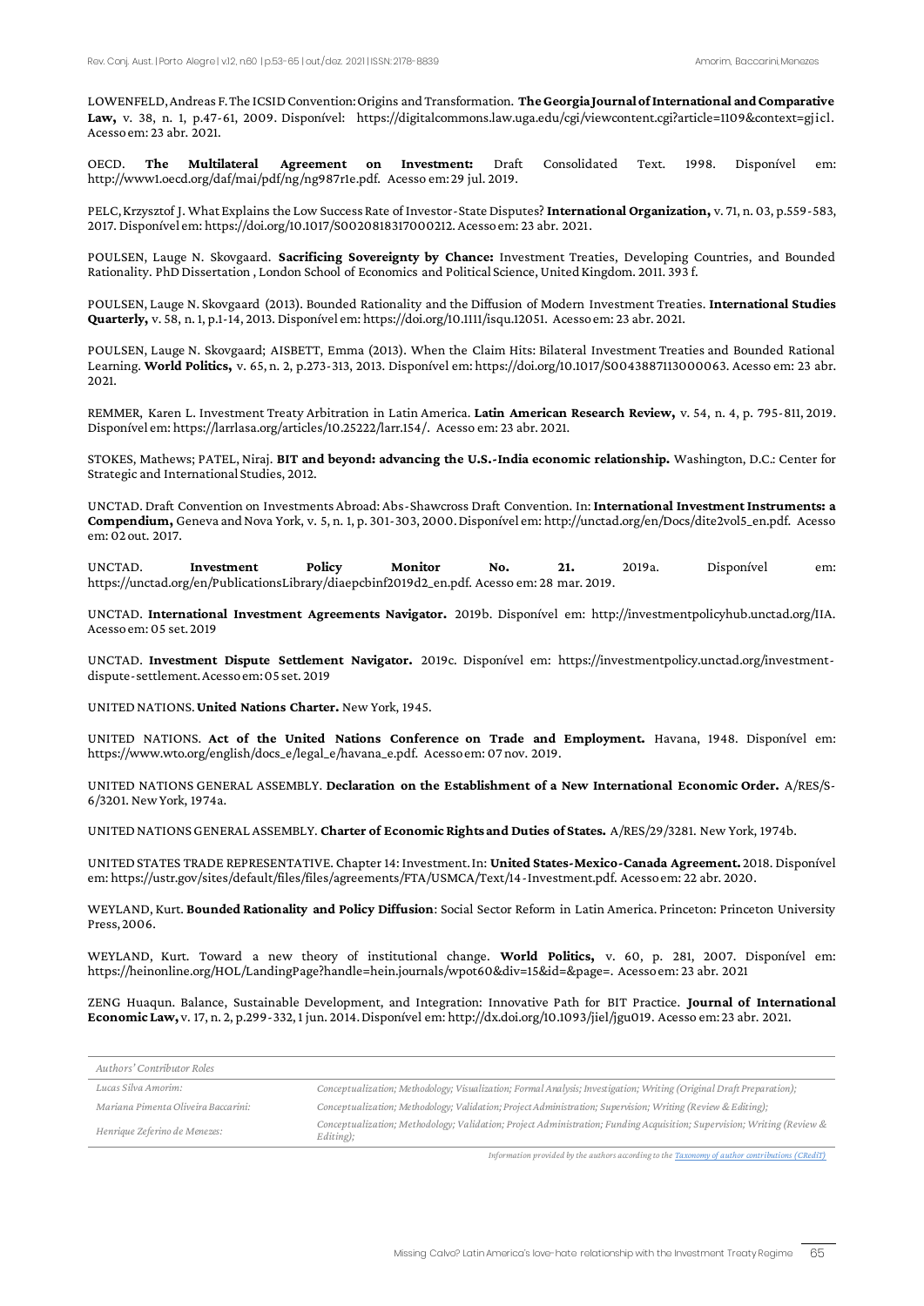LOWENFELD, Andreas F. The ICSID Convention: Origins and Transformation. **The Georgia Journal of International and Comparative Law,** v. 38, n. 1, p.47-61, 2009. Disponível: https://digitalcommons.law.uga.edu/cgi/viewcontent.cgi?article=1109&context=gjicl. Acesso em: 23 abr. 2021.

OECD. **The Multilateral Agreement on Investment:** Draft Consolidated Text. 1998. Disponível em: http://www1.oecd.org/daf/mai/pdf/ng/ng987r1e.pdf. Acesso em: 29 jul. 2019.

PELC, Krzysztof J. What Explains the Low Success Rate of Investor-State Disputes? **International Organization,** v. 71, n. 03, p.559-583, 2017. Disponível em: https://doi.org/10.1017/S0020818317000212. Acesso em: 23 abr. 2021.

POULSEN, Lauge N. Skovgaard. **Sacrificing Sovereignty by Chance:** Investment Treaties, Developing Countries, and Bounded Rationality. PhD Dissertation , London School of Economics and Political Science, United Kingdom. 2011. 393 f.

POULSEN, Lauge N. Skovgaard (2013). Bounded Rationality and the Diffusion of Modern Investment Treaties. **International Studies Quarterly,** v. 58, n. 1, p.1-14, 2013. Disponível em: https://doi.org/10.1111/isqu.12051. Acesso em: 23 abr. 2021.

POULSEN, Lauge N. Skovgaard; AISBETT, Emma (2013). When the Claim Hits: Bilateral Investment Treaties and Bounded Rational Learning. **World Politics,** v. 65, n. 2, p.273-313, 2013. Disponível em: https://doi.org/10.1017/S0043887113000063. Acesso em: 23 abr. 2021.

REMMER, Karen L. Investment Treaty Arbitration in Latin America. **Latin American Research Review,** v. 54, n. 4, p. 795-811, 2019. Disponível em: https://larrlasa.org/articles/10.25222/larr.154/. Acesso em: 23 abr. 2021.

STOKES, Mathews; PATEL, Niraj. **BIT and beyond: advancing the U.S.-India economic relationship.** Washington, D.C.: Center for Strategic and International Studies, 2012.

UNCTAD. Draft Convention on Investments Abroad: Abs-Shawcross Draft Convention. In: **International Investment Instruments: a Compendium,** Geneva and Nova York, v. 5, n. 1, p. 301-303, 2000. Disponível em: http://unctad.org/en/Docs/dite2vol5_en.pdf. Acesso em: 02 out. 2017.

UNCTAD. **Investment Policy Monitor No. 21.** 2019a. Disponível em: https://unctad.org/en/PublicationsLibrary/diaepcbinf2019d2_en.pdf. Acesso em: 28 mar. 2019.

UNCTAD. **International Investment Agreements Navigator.** 2019b. Disponível em: http://investmentpolicyhub.unctad.org/IIA. Acesso em: 05 set. 2019

UNCTAD. **Investment Dispute Settlement Navigator.** 2019c. Disponível em: https://investmentpolicy.unctad.org/investment-dispute-settlement. Acesso em: 05 set. 2019

UNITED NATIONS. **United Nations Charter.** New York, 1945.

UNITED NATIONS. **Act of the United Nations Conference on Trade and Employment.** Havana, 1948. Disponível em: https://www.wto.org/english/docs_e/legal_e/havana_e.pdf. Acesso em: 07 nov. 2019.

UNITED NATIONS GENERAL ASSEMBLY. **Declaration on the Establishment of a New International Economic Order.** A/RES/S-6/3201. New York, 1974a.

UNITED NATIONS GENERAL ASSEMBLY. **Charter of Economic Rights and Duties of States.** A/RES/29/3281. New York, 1974b.

UNITED STATES TRADE REPRESENTATIVE. Chapter 14: Investment. In: **United States-Mexico-Canada Agreement.** 2018. Disponível em: https://ustr.gov/sites/default/files/files/agreements/FTA/USMCA/Text/14-Investment.pdf. Acesso em: 22 abr. 2020.

WEYLAND, Kurt. **Bounded Rationality and Policy Diffusion**: Social Sector Reform in Latin America. Princeton: Princeton University Press, 2006.

WEYLAND, Kurt. Toward a new theory of institutional change. **World Politics,** v. 60, p. 281, 2007. Disponível em: https://heinonline.org/HOL/LandingPage?handle=hein.journals/wpot60&div=15&id=&page=. Acesso em: 23 abr. 2021

ZENG Huaqun. Balance, Sustainable Development, and Integration: Innovative Path for BIT Practice. **Journal of International Economic Law,** v. 17, n. 2, p.299-332, 1 jun. 2014. Disponível em: http://dx.doi.org/10.1093/jiel/jgu019. Acesso em: 23 abr. 2021.

| *Authors' Contributor Roles* | |
|---|---|
| *Lucas Silva Amorim:* | *Conceptualization; Methodology; Visualization; Formal Analysis; Investigation; Writing (Original Draft Preparation);* |
| *Mariana Pimenta Oliveira Baccarini:* | *Conceptualization; Methodology; Validation; Project Administration; Supervision; Writing (Review & Editing);* |
| *Henrique Zeferino de Menezes:* | *Conceptualization; Methodology; Validation; Project Administration; Funding Acquisition; Supervision; Writing (Review & Editing);* |

*Information provided by the authors according to the Taxonomy of author contributions (CRediT)*